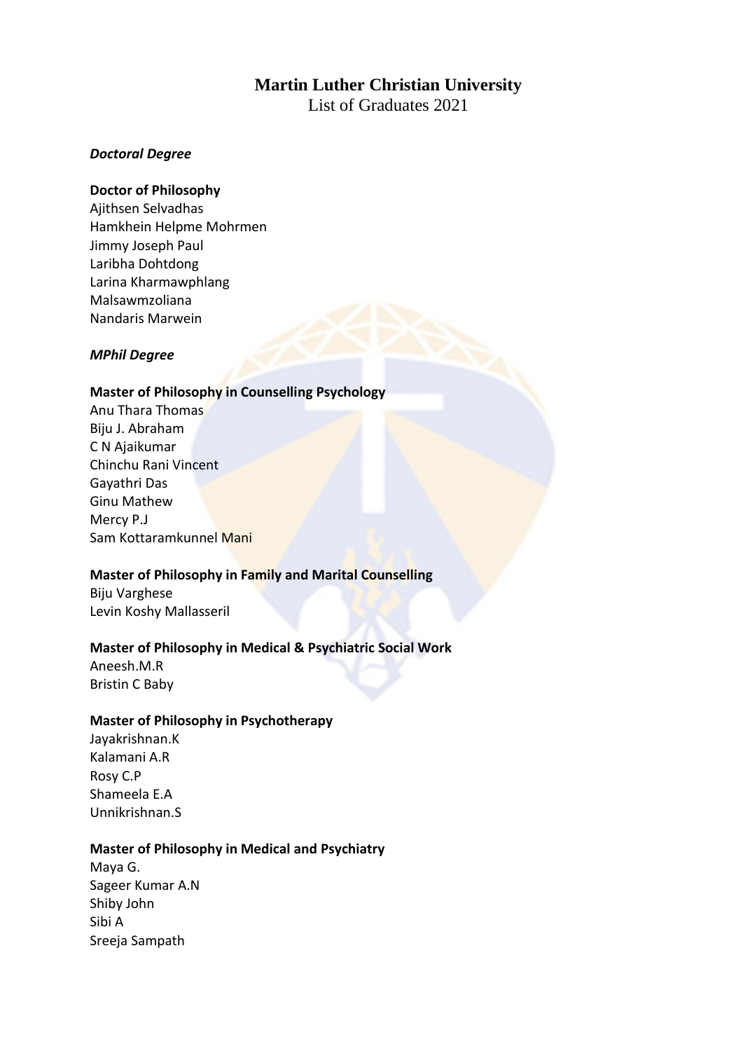# Martin Luther Christian University

List of Graduates 2021

## *Doctoral Degree*

**Doctor of Philosophy**

Ajithsen Selvadhas
Hamkhein Helpme Mohrmen
Jimmy Joseph Paul
Laribha Dohtdong
Larina Kharmawphlang
Malsawmzoliana
Nandaris Marwein

## *MPhil Degree*

**Master of Philosophy in Counselling Psychology**

Anu Thara Thomas
Biju J. Abraham
C N Ajaikumar
Chinchu Rani Vincent
Gayathri Das
Ginu Mathew
Mercy P.J
Sam Kottaramkunnel Mani

**Master of Philosophy in Family and Marital Counselling**

Biju Varghese
Levin Koshy Mallasseril

**Master of Philosophy in Medical & Psychiatric Social Work**

Aneesh.M.R
Bristin C Baby

**Master of Philosophy in Psychotherapy**

Jayakrishnan.K
Kalamani A.R
Rosy C.P
Shameela E.A
Unnikrishnan.S

**Master of Philosophy in Medical and Psychiatry**

Maya G.
Sageer Kumar A.N
Shiby John
Sibi A
Sreeja Sampath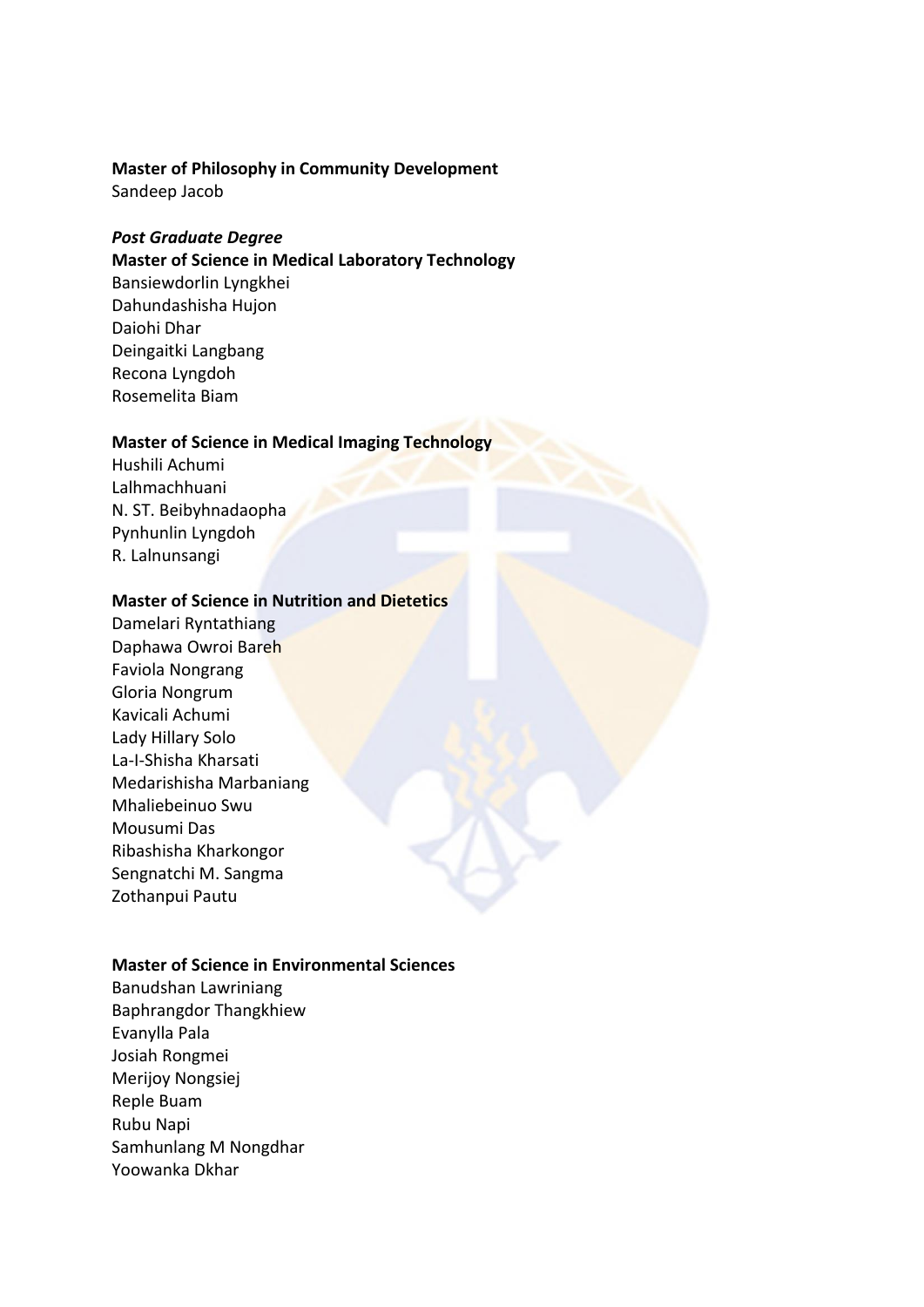**Master of Philosophy in Community Development**
Sandeep Jacob

***Post Graduate Degree***

**Master of Science in Medical Laboratory Technology**
Bansiewdorlin Lyngkhei
Dahundashisha Hujon
Daiohi Dhar
Deingaitki Langbang
Recona Lyngdoh
Rosemelita Biam

**Master of Science in Medical Imaging Technology**
Hushili Achumi
Lalhmachhuani
N. ST. Beibyhnadaopha
Pynhunlin Lyngdoh
R. Lalnunsangi

**Master of Science in Nutrition and Dietetics**
Damelari Ryntathiang
Daphawa Owroi Bareh
Faviola Nongrang
Gloria Nongrum
Kavicali Achumi
Lady Hillary Solo
La-I-Shisha Kharsati
Medarishisha Marbaniang
Mhaliebeinuo Swu
Mousumi Das
Ribashisha Kharkongor
Sengnatchi M. Sangma
Zothanpui Pautu

**Master of Science in Environmental Sciences**
Banudshan Lawriniang
Baphrangdor Thangkhiew
Evanylla Pala
Josiah Rongmei
Merijoy Nongsiej
Reple Buam
Rubu Napi
Samhunlang M Nongdhar
Yoowanka Dkhar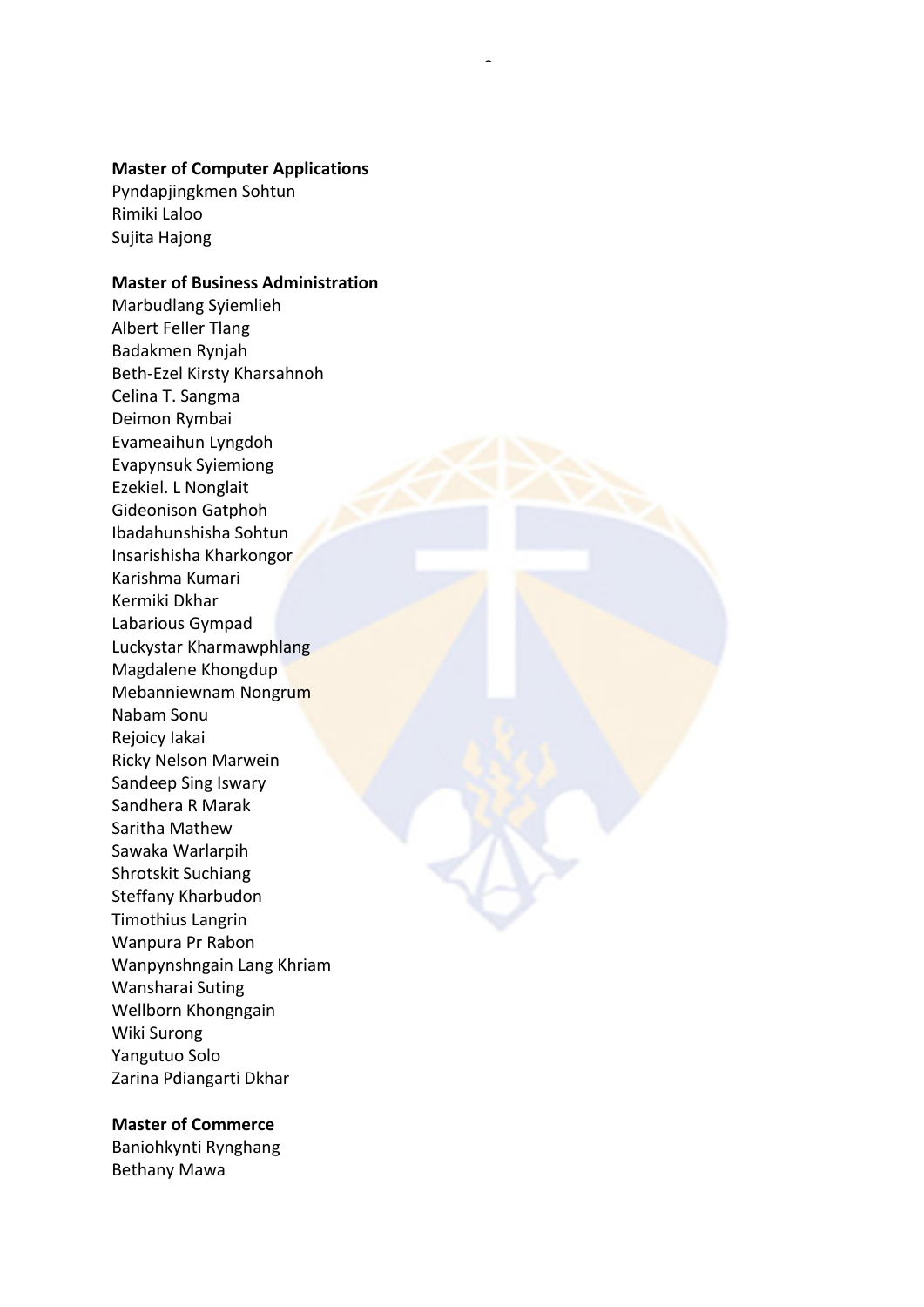**Master of Computer Applications**

Pyndapjingkmen Sohtun
Rimiki Laloo
Sujita Hajong

**Master of Business Administration**

Marbudlang Syiemlieh
Albert Feller Tlang
Badakmen Rynjah
Beth-Ezel Kirsty Kharsahnoh
Celina T. Sangma
Deimon Rymbai
Evameaihun Lyngdoh
Evapynsuk Syiemiong
Ezekiel. L Nonglait
Gideonison Gatphoh
Ibadahunshisha Sohtun
Insarishisha Kharkongor
Karishma Kumari
Kermiki Dkhar
Labarious Gympad
Luckystar Kharmawphlang
Magdalene Khongdup
Mebanniewnam Nongrum
Nabam Sonu
Rejoicy Iakai
Ricky Nelson Marwein
Sandeep Sing Iswary
Sandhera R Marak
Saritha Mathew
Sawaka Warlarpih
Shrotskit Suchiang
Steffany Kharbudon
Timothius Langrin
Wanpura Pr Rabon
Wanpynshngain Lang Khriam
Wansharai Suting
Wellborn Khongngain
Wiki Surong
Yangutuo Solo
Zarina Pdiangarti Dkhar

**Master of Commerce**

Baniohkynti Rynghang
Bethany Mawa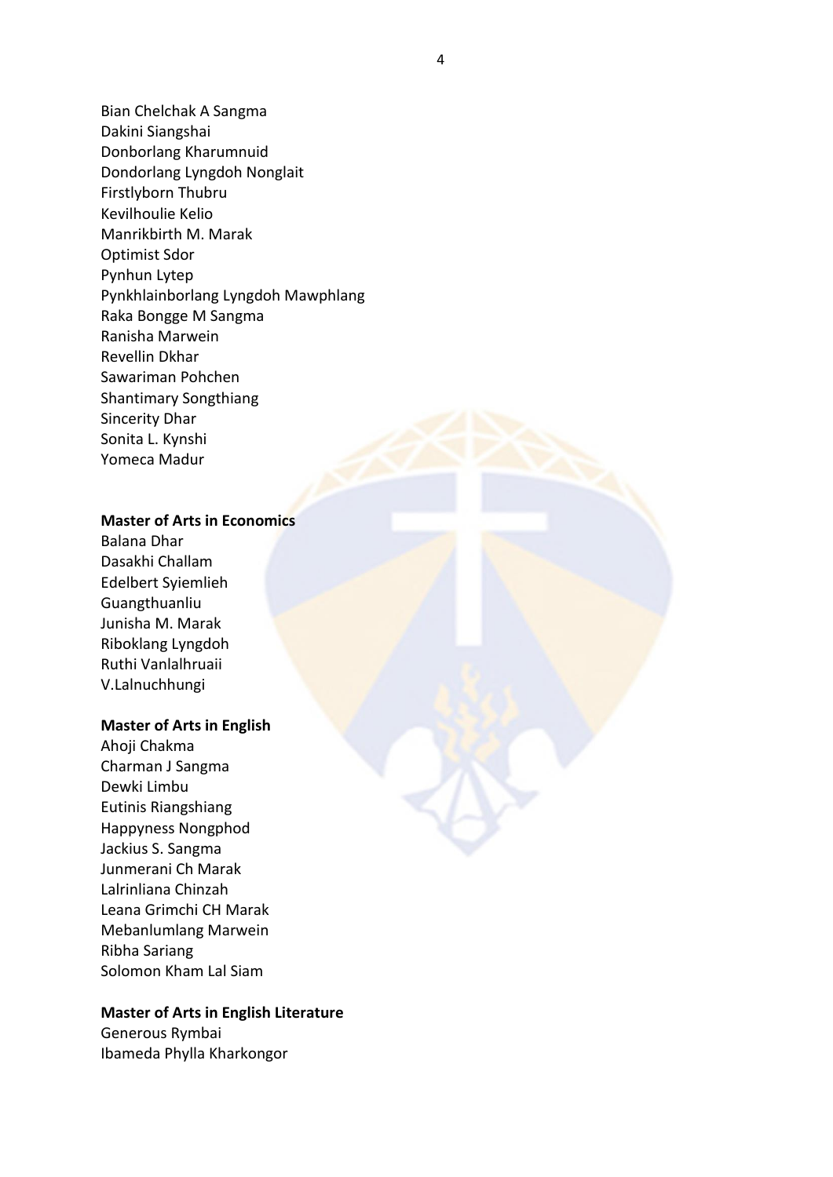Bian Chelchak A Sangma
Dakini Siangshai
Donborlang Kharumnuid
Dondorlang Lyngdoh Nonglait
Firstlyborn Thubru
Kevilhoulie Kelio
Manrikbirth M. Marak
Optimist Sdor
Pynhun Lytep
Pynkhlainborlang Lyngdoh Mawphlang
Raka Bongge M Sangma
Ranisha Marwein
Revellin Dkhar
Sawariman Pohchen
Shantimary Songthiang
Sincerity Dhar
Sonita L. Kynshi
Yomeca Madur

**Master of Arts in Economics**

Balana Dhar
Dasakhi Challam
Edelbert Syiemlieh
Guangthuanliu
Junisha M. Marak
Riboklang Lyngdoh
Ruthi Vanlalhruaii
V.Lalnuchhungi

**Master of Arts in English**

Ahoji Chakma
Charman J Sangma
Dewki Limbu
Eutinis Riangshiang
Happyness Nongphod
Jackius S. Sangma
Junmerani Ch Marak
Lalrinliana Chinzah
Leana Grimchi CH Marak
Mebanlumlang Marwein
Ribha Sariang
Solomon Kham Lal Siam

**Master of Arts in English Literature**

Generous Rymbai
Ibameda Phylla Kharkongor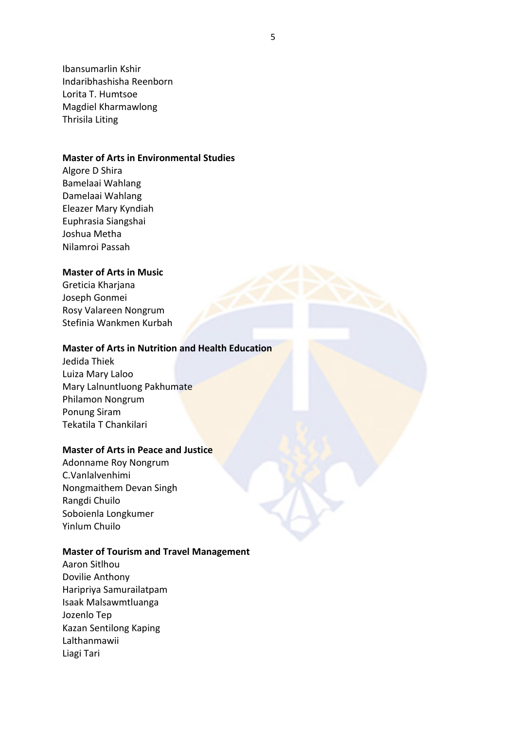Ibansumarlin Kshir
Indaribhashisha Reenborn
Lorita T. Humtsoe
Magdiel Kharmawlong
Thrisila Liting

**Master of Arts in Environmental Studies**

Algore D Shira
Bamelaai Wahlang
Damelaai Wahlang
Eleazer Mary Kyndiah
Euphrasia Siangshai
Joshua Metha
Nilamroi Passah

**Master of Arts in Music**

Greticia Kharjana
Joseph Gonmei
Rosy Valareen Nongrum
Stefinia Wankmen Kurbah

**Master of Arts in Nutrition and Health Education**

Jedida Thiek
Luiza Mary Laloo
Mary Lalnuntluong Pakhumate
Philamon Nongrum
Ponung Siram
Tekatila T Chankilari

**Master of Arts in Peace and Justice**

Adonname Roy Nongrum
C.Vanlalvenhimi
Nongmaithem Devan Singh
Rangdi Chuilo
Soboienla Longkumer
Yinlum Chuilo

**Master of Tourism and Travel Management**

Aaron Sitlhou
Dovilie Anthony
Haripriya Samurailatpam
Isaak Malsawmtluanga
Jozenlo Tep
Kazan Sentilong Kaping
Lalthanmawii
Liagi Tari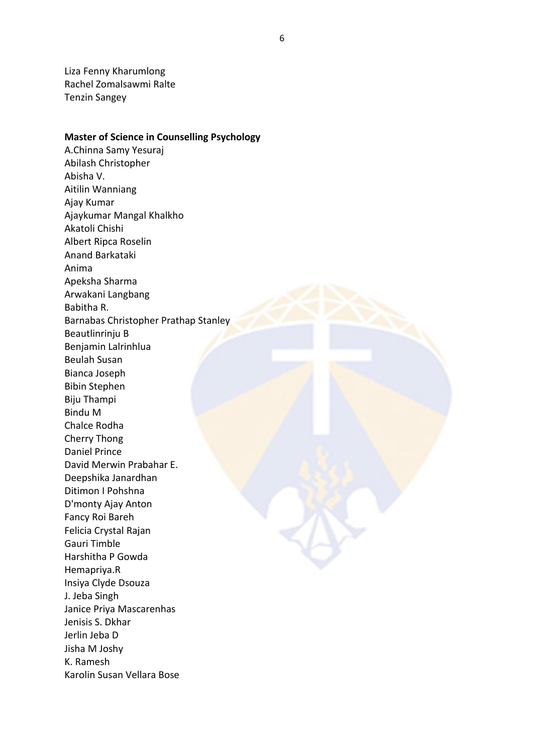Liza Fenny Kharumlong
Rachel Zomalsawmi Ralte
Tenzin Sangey

**Master of Science in Counselling Psychology**

A.Chinna Samy Yesuraj
Abilash Christopher
Abisha V.
Aitilin Wanniang
Ajay Kumar
Ajaykumar Mangal Khalkho
Akatoli Chishi
Albert Ripca Roselin
Anand Barkataki
Anima
Apeksha Sharma
Arwakani Langbang
Babitha R.
Barnabas Christopher Prathap Stanley
Beautlinrinju B
Benjamin Lalrinhlua
Beulah Susan
Bianca Joseph
Bibin Stephen
Biju Thampi
Bindu M
Chalce Rodha
Cherry Thong
Daniel Prince
David Merwin Prabahar E.
Deepshika Janardhan
Ditimon I Pohshna
D'monty Ajay Anton
Fancy Roi Bareh
Felicia Crystal Rajan
Gauri Timble
Harshitha P Gowda
Hemapriya.R
Insiya Clyde Dsouza
J. Jeba Singh
Janice Priya Mascarenhas
Jenisis S. Dkhar
Jerlin Jeba D
Jisha M Joshy
K. Ramesh
Karolin Susan Vellara Bose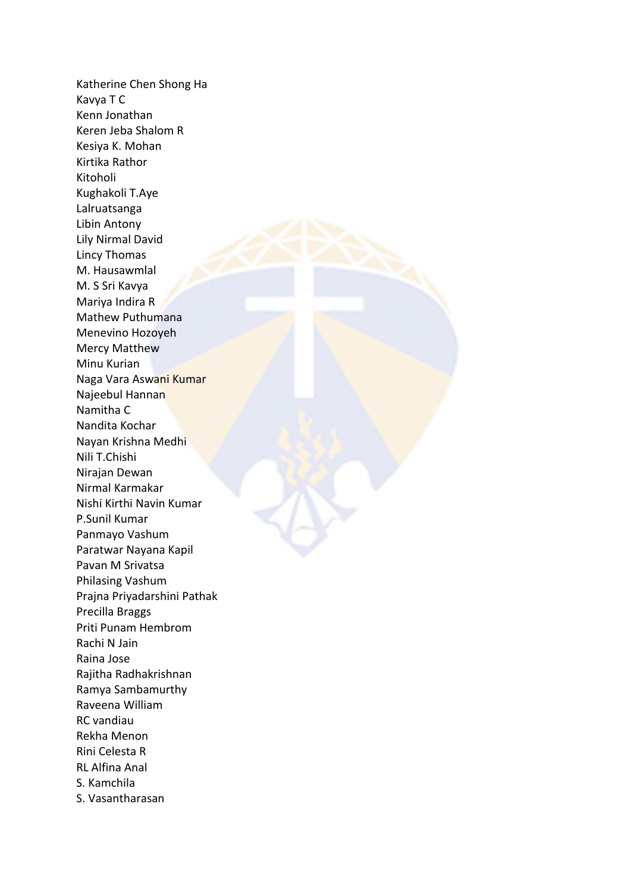Katherine Chen Shong Ha
Kavya T C
Kenn Jonathan
Keren Jeba Shalom R
Kesiya K. Mohan
Kirtika Rathor
Kitoholi
Kughakoli T.Aye
Lalruatsanga
Libin Antony
Lily Nirmal David
Lincy Thomas
M. Hausawmlal
M. S Sri Kavya
Mariya Indira R
Mathew Puthumana
Menevino Hozoyeh
Mercy Matthew
Minu Kurian
Naga Vara Aswani Kumar
Najeebul Hannan
Namitha C
Nandita Kochar
Nayan Krishna Medhi
Nili T.Chishi
Nirajan Dewan
Nirmal Karmakar
Nishi Kirthi Navin Kumar
P.Sunil Kumar
Panmayo Vashum
Paratwar Nayana Kapil
Pavan M Srivatsa
Philasing Vashum
Prajna Priyadarshini Pathak
Precilla Braggs
Priti Punam Hembrom
Rachi N Jain
Raina Jose
Rajitha Radhakrishnan
Ramya Sambamurthy
Raveena William
RC vandiau
Rekha Menon
Rini Celesta R
RL Alfina Anal
S. Kamchila
S. Vasantharasan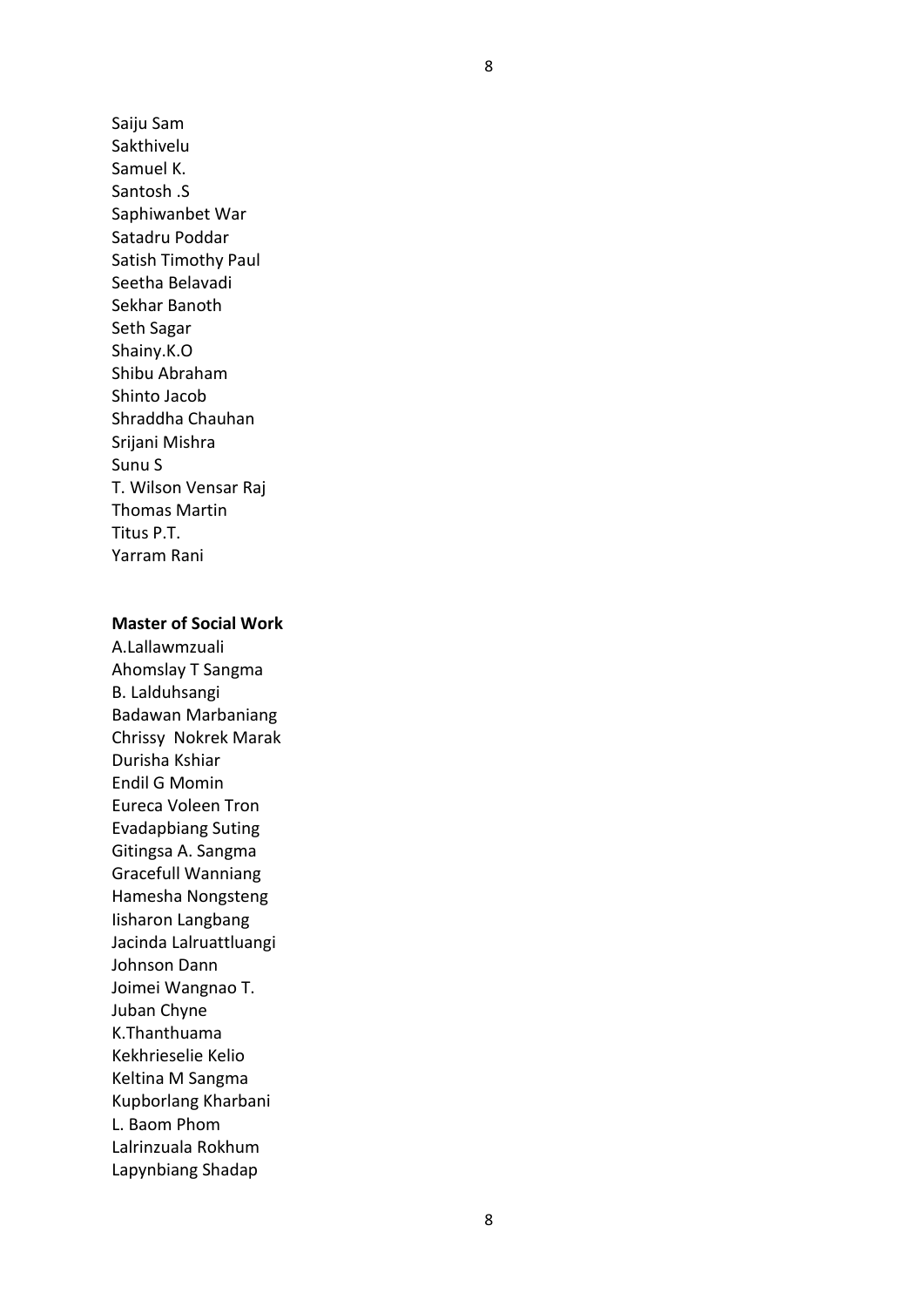Saiju Sam
Sakthivelu
Samuel K.
Santosh .S
Saphiwanbet War
Satadru Poddar
Satish Timothy Paul
Seetha Belavadi
Sekhar Banoth
Seth Sagar
Shainy.K.O
Shibu Abraham
Shinto Jacob
Shraddha Chauhan
Srijani Mishra
Sunu S
T. Wilson Vensar Raj
Thomas Martin
Titus P.T.
Yarram Rani

**Master of Social Work**

A.Lallawmzuali
Ahomslay T Sangma
B. Lalduhsangi
Badawan Marbaniang
Chrissy Nokrek Marak
Durisha Kshiar
Endil G Momin
Eureca Voleen Tron
Evadapbiang Suting
Gitingsa A. Sangma
Gracefull Wanniang
Hamesha Nongsteng
Iisharon Langbang
Jacinda Lalruattluangi
Johnson Dann
Joimei Wangnao T.
Juban Chyne
K.Thanthuama
Kekhrieselie Kelio
Keltina M Sangma
Kupborlang Kharbani
L. Baom Phom
Lalrinzuala Rokhum
Lapynbiang Shadap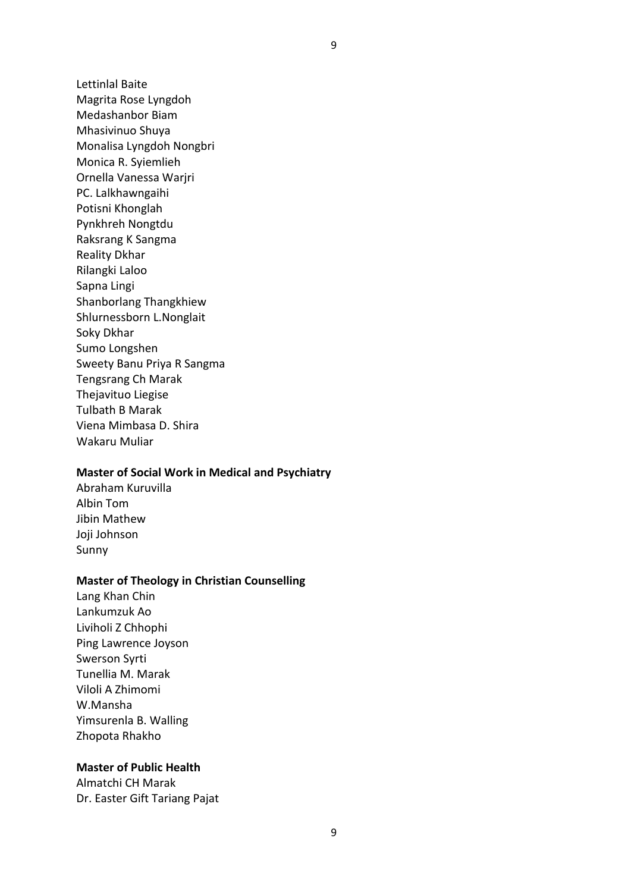Lettinlal Baite
Magrita Rose Lyngdoh
Medashanbor Biam
Mhasivinuo Shuya
Monalisa Lyngdoh Nongbri
Monica R. Syiemlieh
Ornella Vanessa Warjri
PC. Lalkhawngaihi
Potisni Khonglah
Pynkhreh Nongtdu
Raksrang K Sangma
Reality Dkhar
Rilangki Laloo
Sapna Lingi
Shanborlang Thangkhiew
Shlurnessborn L.Nonglait
Soky Dkhar
Sumo Longshen
Sweety Banu Priya R Sangma
Tengsrang Ch Marak
Thejavituo Liegise
Tulbath B Marak
Viena Mimbasa D. Shira
Wakaru Muliar

**Master of Social Work in Medical and Psychiatry**

Abraham Kuruvilla
Albin Tom
Jibin Mathew
Joji Johnson
Sunny

**Master of Theology in Christian Counselling**

Lang Khan Chin
Lankumzuk Ao
Liviholi Z Chhophi
Ping Lawrence Joyson
Swerson Syrti
Tunellia M. Marak
Viloli A Zhimomi
W.Mansha
Yimsurenla B. Walling
Zhopota Rhakho

**Master of Public Health**

Almatchi CH Marak
Dr. Easter Gift Tariang Pajat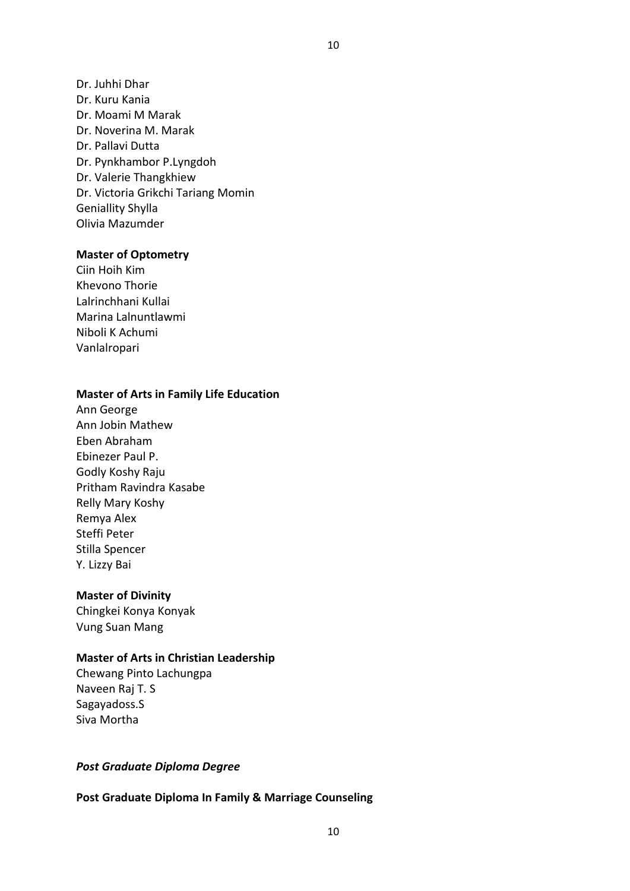Dr. Juhhi Dhar
Dr. Kuru Kania
Dr. Moami M Marak
Dr. Noverina M. Marak
Dr. Pallavi Dutta
Dr. Pynkhambor P.Lyngdoh
Dr. Valerie Thangkhiew
Dr. Victoria Grikchi Tariang Momin
Geniallity Shylla
Olivia Mazumder

**Master of Optometry**

Ciin Hoih Kim
Khevono Thorie
Lalrinchhani Kullai
Marina Lalnuntlawmi
Niboli K Achumi
Vanlalropari

**Master of Arts in Family Life Education**

Ann George
Ann Jobin Mathew
Eben Abraham
Ebinezer Paul P.
Godly Koshy Raju
Pritham Ravindra Kasabe
Relly Mary Koshy
Remya Alex
Steffi Peter
Stilla Spencer
Y. Lizzy Bai

**Master of Divinity**

Chingkei Konya Konyak
Vung Suan Mang

**Master of Arts in Christian Leadership**

Chewang Pinto Lachungpa
Naveen Raj T. S
Sagayadoss.S
Siva Mortha

***Post Graduate Diploma Degree***

**Post Graduate Diploma In Family & Marriage Counseling**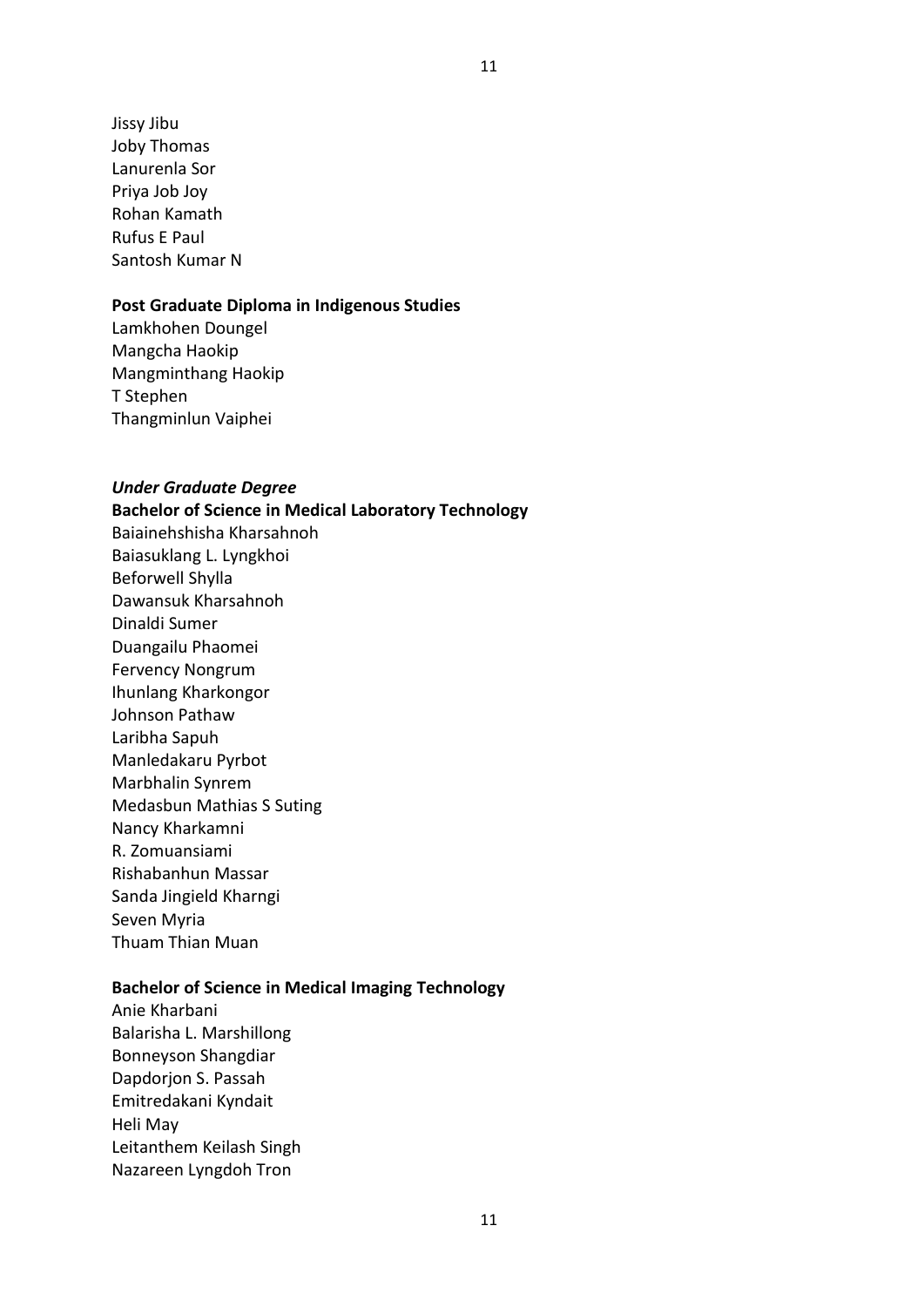Jissy Jibu  
Joby Thomas  
Lanurenla Sor  
Priya Job Joy  
Rohan Kamath  
Rufus E Paul  
Santosh Kumar N

**Post Graduate Diploma in Indigenous Studies**

Lamkhohen Doungel  
Mangcha Haokip  
Mangminthang Haokip  
T Stephen  
Thangminlun Vaiphei

***Under Graduate Degree***

**Bachelor of Science in Medical Laboratory Technology**

Baiainehshisha Kharsahnoh  
Baiasuklang L. Lyngkhoi  
Beforwell Shylla  
Dawansuk Kharsahnoh  
Dinaldi Sumer  
Duangailu Phaomei  
Fervency Nongrum  
Ihunlang Kharkongor  
Johnson Pathaw  
Laribha Sapuh  
Manledakaru Pyrbot  
Marbhalin Synrem  
Medasbun Mathias S Suting  
Nancy Kharkamni  
R. Zomuansiami  
Rishabanhun Massar  
Sanda Jingield Kharngi  
Seven Myria  
Thuam Thian Muan

**Bachelor of Science in Medical Imaging Technology**

Anie Kharbani  
Balarisha L. Marshillong  
Bonneyson Shangdiar  
Dapdorjon S. Passah  
Emitredakani Kyndait  
Heli May  
Leitanthem Keilash Singh  
Nazareen Lyngdoh Tron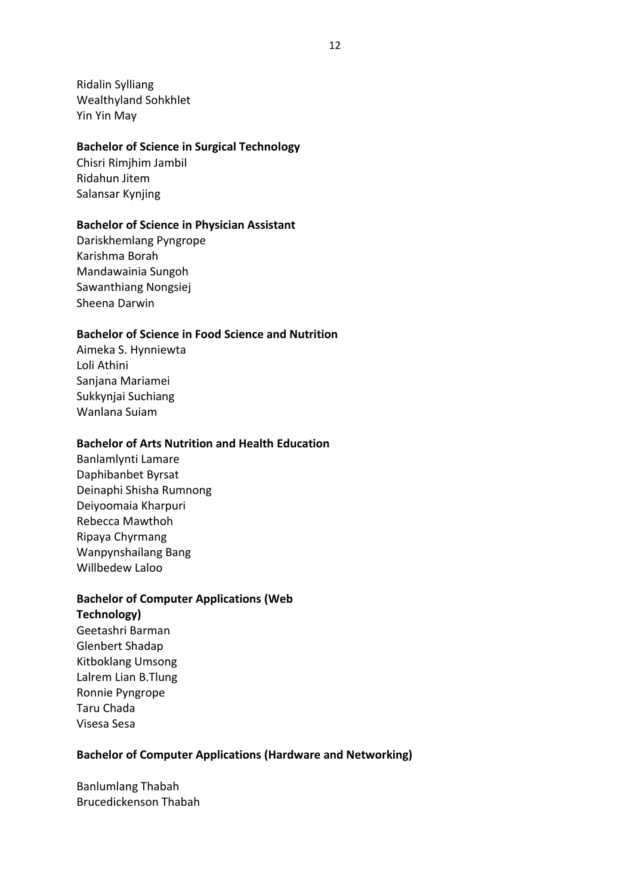Ridalin Sylliang
Wealthyland Sohkhlet
Yin Yin May

**Bachelor of Science in Surgical Technology**

Chisri Rimjhim Jambil
Ridahun Jitem
Salansar Kynjing

**Bachelor of Science in Physician Assistant**

Dariskhemlang Pyngrope
Karishma Borah
Mandawainia Sungoh
Sawanthiang Nongsiej
Sheena Darwin

**Bachelor of Science in Food Science and Nutrition**

Aimeka S. Hynniewta
Loli Athini
Sanjana Mariamei
Sukkynjai Suchiang
Wanlana Suiam

**Bachelor of Arts Nutrition and Health Education**

Banlamlynti Lamare
Daphibanbet Byrsat
Deinaphi Shisha Rumnong
Deiyoomaia Kharpuri
Rebecca Mawthoh
Ripaya Chyrmang
Wanpynshailang Bang
Willbedew Laloo

**Bachelor of Computer Applications (Web Technology)**

Geetashri Barman
Glenbert Shadap
Kitboklang Umsong
Lalrem Lian B.Tlung
Ronnie Pyngrope
Taru Chada
Visesa Sesa

**Bachelor of Computer Applications (Hardware and Networking)**

Banlumlang Thabah
Brucedickenson Thabah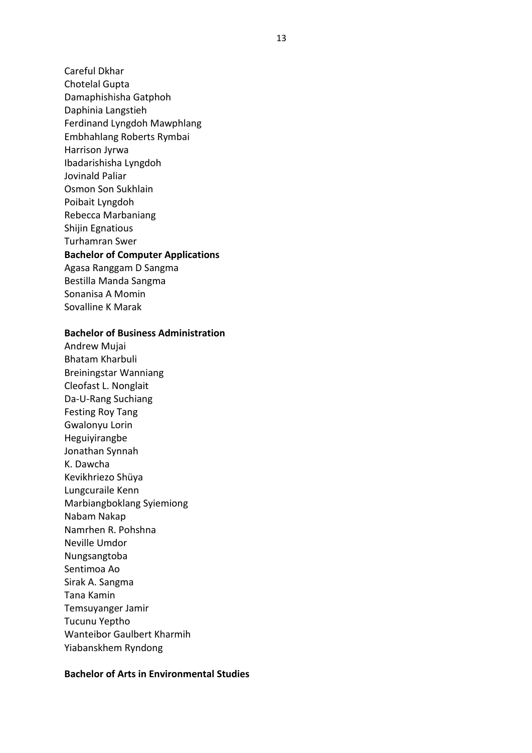Careful Dkhar
Chotelal Gupta
Damaphishisha Gatphoh
Daphinia Langstieh
Ferdinand Lyngdoh Mawphlang
Embhahlang Roberts Rymbai
Harrison Jyrwa
Ibadarishisha Lyngdoh
Jovinald Paliar
Osmon Son Sukhlain
Poibait Lyngdoh
Rebecca Marbaniang
Shijin Egnatious
Turhamran Swer

**Bachelor of Computer Applications**

Agasa Ranggam D Sangma
Bestilla Manda Sangma
Sonanisa A Momin
Sovalline K Marak

**Bachelor of Business Administration**

Andrew Mujai
Bhatam Kharbuli
Breiningstar Wanniang
Cleofast L. Nonglait
Da-U-Rang Suchiang
Festing Roy Tang
Gwalonyu Lorin
Heguiyirangbe
Jonathan Synnah
K. Dawcha
Kevikhriezo Shüya
Lungcuraile Kenn
Marbiangboklang Syiemiong
Nabam Nakap
Namrhen R. Pohshna
Neville Umdor
Nungsangtoba
Sentimoa Ao
Sirak A. Sangma
Tana Kamin
Temsuyanger Jamir
Tucunu Yeptho
Wanteibor Gaulbert Kharmih
Yiabanskhem Ryndong

**Bachelor of Arts in Environmental Studies**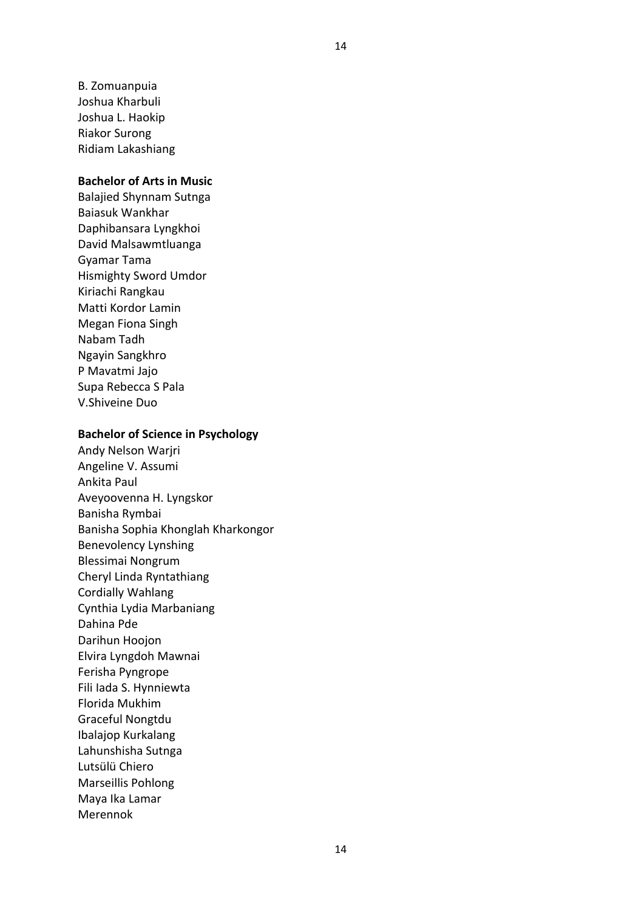B. Zomuanpuia
Joshua Kharbuli
Joshua L. Haokip
Riakor Surong
Ridiam Lakashiang

**Bachelor of Arts in Music**

Balajied Shynnam Sutnga
Baiasuk Wankhar
Daphibansara Lyngkhoi
David Malsawmtluanga
Gyamar Tama
Hismighty Sword Umdor
Kiriachi Rangkau
Matti Kordor Lamin
Megan Fiona Singh
Nabam Tadh
Ngayin Sangkhro
P Mavatmi Jajo
Supa Rebecca S Pala
V.Shiveine Duo

**Bachelor of Science in Psychology**

Andy Nelson Warjri
Angeline V. Assumi
Ankita Paul
Aveyoovenna H. Lyngskor
Banisha Rymbai
Banisha Sophia Khonglah Kharkongor
Benevolency Lynshing
Blessimai Nongrum
Cheryl Linda Ryntathiang
Cordially Wahlang
Cynthia Lydia Marbaniang
Dahina Pde
Darihun Hoojon
Elvira Lyngdoh Mawnai
Ferisha Pyngrope
Fili Iada S. Hynniewta
Florida Mukhim
Graceful Nongtdu
Ibalajop Kurkalang
Lahunshisha Sutnga
Lutsülü Chiero
Marseillis Pohlong
Maya Ika Lamar
Merennok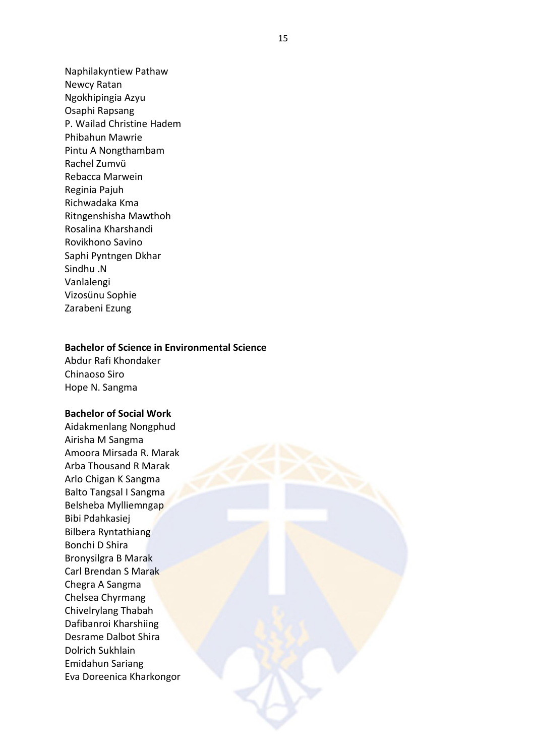Naphilakyntiew Pathaw
Newcy Ratan
Ngokhipingia Azyu
Osaphi Rapsang
P. Wailad Christine Hadem
Phibahun Mawrie
Pintu A Nongthambam
Rachel Zumvü
Rebacca Marwein
Reginia Pajuh
Richwadaka Kma
Ritngenshisha Mawthoh
Rosalina Kharshandi
Rovikhono Savino
Saphi Pyntngen Dkhar
Sindhu .N
Vanlalengi
Vizosünu Sophie
Zarabeni Ezung

**Bachelor of Science in Environmental Science**

Abdur Rafi Khondaker
Chinaoso Siro
Hope N. Sangma

**Bachelor of Social Work**

Aidakmenlang Nongphud
Airisha M Sangma
Amoora Mirsada R. Marak
Arba Thousand R Marak
Arlo Chigan K Sangma
Balto Tangsal I Sangma
Belsheba Mylliemngap
Bibi Pdahkasiej
Bilbera Ryntathiang
Bonchi D Shira
Bronysilgra B Marak
Carl Brendan S Marak
Chegra A Sangma
Chelsea Chyrmang
Chivelrylang Thabah
Dafibanroi Kharshiing
Desrame Dalbot Shira
Dolrich Sukhlain
Emidahun Sariang
Eva Doreenica Kharkongor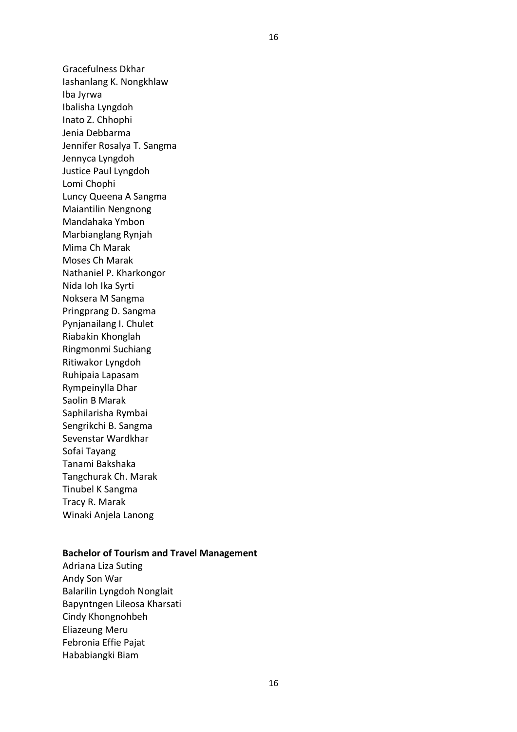Gracefulness Dkhar
Iashanlang K. Nongkhlaw
Iba Jyrwa
Ibalisha Lyngdoh
Inato Z. Chhophi
Jenia Debbarma
Jennifer Rosalya T. Sangma
Jennyca Lyngdoh
Justice Paul Lyngdoh
Lomi Chophi
Luncy Queena A Sangma
Maiantilin Nengnong
Mandahaka Ymbon
Marbianglang Rynjah
Mima Ch Marak
Moses Ch Marak
Nathaniel P. Kharkongor
Nida Ioh Ika Syrti
Noksera M Sangma
Pringprang D. Sangma
Pynjanailang I. Chulet
Riabakin Khonglah
Ringmonmi Suchiang
Ritiwakor Lyngdoh
Ruhipaia Lapasam
Rympeinylla Dhar
Saolin B Marak
Saphilarisha Rymbai
Sengrikchi B. Sangma
Sevenstar Wardkhar
Sofai Tayang
Tanami Bakshaka
Tangchurak Ch. Marak
Tinubel K Sangma
Tracy R. Marak
Winaki Anjela Lanong

**Bachelor of Tourism and Travel Management**

Adriana Liza Suting
Andy Son War
Balarilin Lyngdoh Nonglait
Bapyntngen Lileosa Kharsati
Cindy Khongnohbeh
Eliazeung Meru
Febronia Effie Pajat
Hababiangki Biam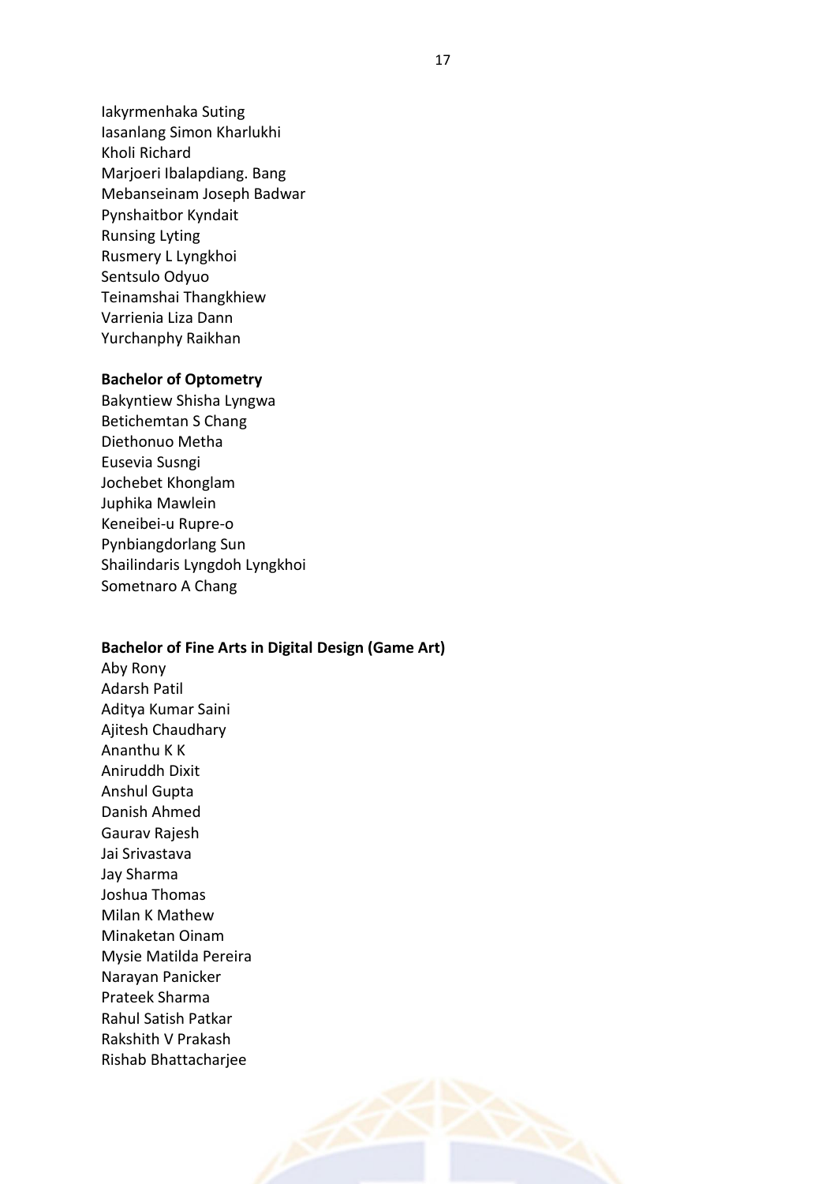Iakyrmenhaka Suting
Iasanlang Simon Kharlukhi
Kholi Richard
Marjoeri Ibalapdiang. Bang
Mebanseinam Joseph Badwar
Pynshaitbor Kyndait
Runsing Lyting
Rusmery L Lyngkhoi
Sentsulo Odyuo
Teinamshai Thangkhiew
Varrienia Liza Dann
Yurchanphy Raikhan

**Bachelor of Optometry**

Bakyntiew Shisha Lyngwa
Betichemtan S Chang
Diethonuo Metha
Eusevia Susngi
Jochebet Khonglam
Juphika Mawlein
Keneibei-u Rupre-o
Pynbiangdorlang Sun
Shailindaris Lyngdoh Lyngkhoi
Sometnaro A Chang

**Bachelor of Fine Arts in Digital Design (Game Art)**

Aby Rony
Adarsh Patil
Aditya Kumar Saini
Ajitesh Chaudhary
Ananthu K K
Aniruddh Dixit
Anshul Gupta
Danish Ahmed
Gaurav Rajesh
Jai Srivastava
Jay Sharma
Joshua Thomas
Milan K Mathew
Minaketan Oinam
Mysie Matilda Pereira
Narayan Panicker
Prateek Sharma
Rahul Satish Patkar
Rakshith V Prakash
Rishab Bhattacharjee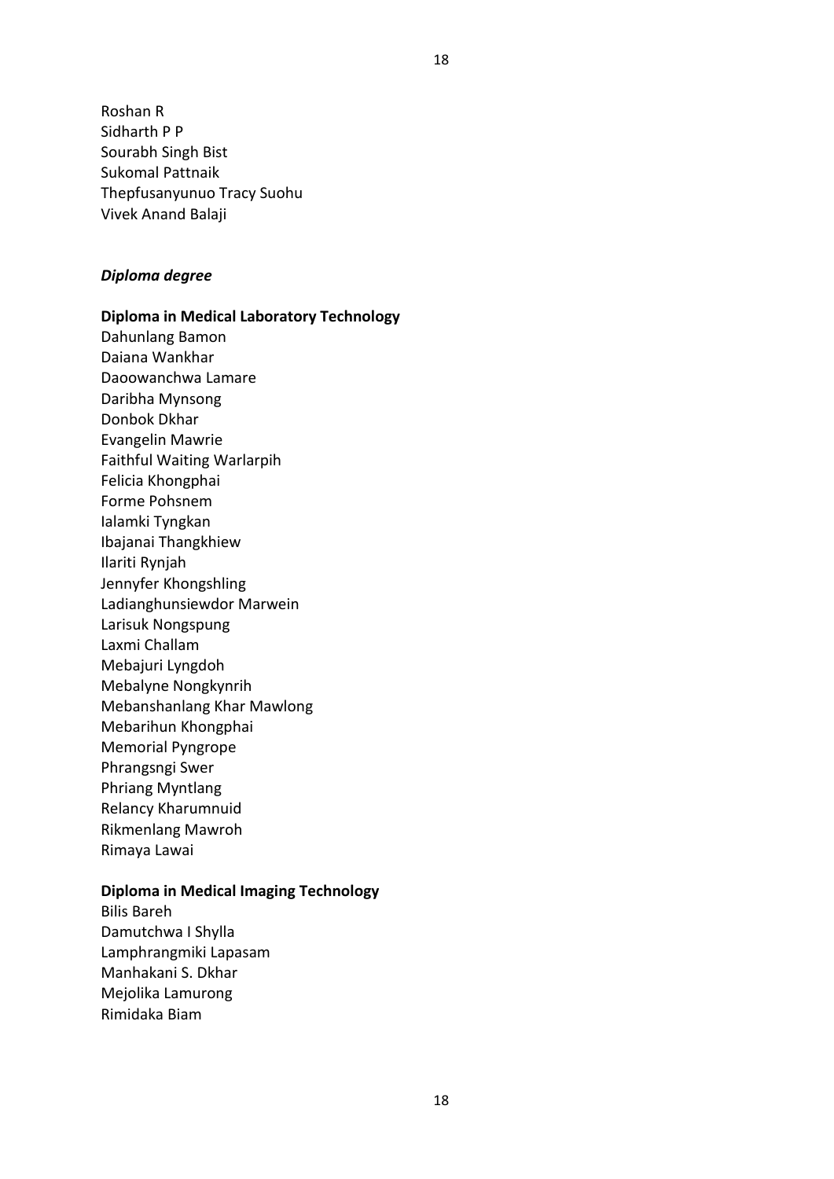Roshan R
Sidharth P P
Sourabh Singh Bist
Sukomal Pattnaik
Thepfusanyunuo Tracy Suohu
Vivek Anand Balaji

***Diploma degree***

**Diploma in Medical Laboratory Technology**

Dahunlang Bamon
Daiana Wankhar
Daoowanchwa Lamare
Daribha Mynsong
Donbok Dkhar
Evangelin Mawrie
Faithful Waiting Warlarpih
Felicia Khongphai
Forme Pohsnem
Ialamki Tyngkan
Ibajanai Thangkhiew
Ilariti Rynjah
Jennyfer Khongshling
Ladianghunsiewdor Marwein
Larisuk Nongspung
Laxmi Challam
Mebajuri Lyngdoh
Mebalyne Nongkynrih
Mebanshanlang Khar Mawlong
Mebarihun Khongphai
Memorial Pyngrope
Phrangsngi Swer
Phriang Myntlang
Relancy Kharumnuid
Rikmenlang Mawroh
Rimaya Lawai

**Diploma in Medical Imaging Technology**

Bilis Bareh
Damutchwa I Shylla
Lamphrangmiki Lapasam
Manhakani S. Dkhar
Mejolika Lamurong
Rimidaka Biam